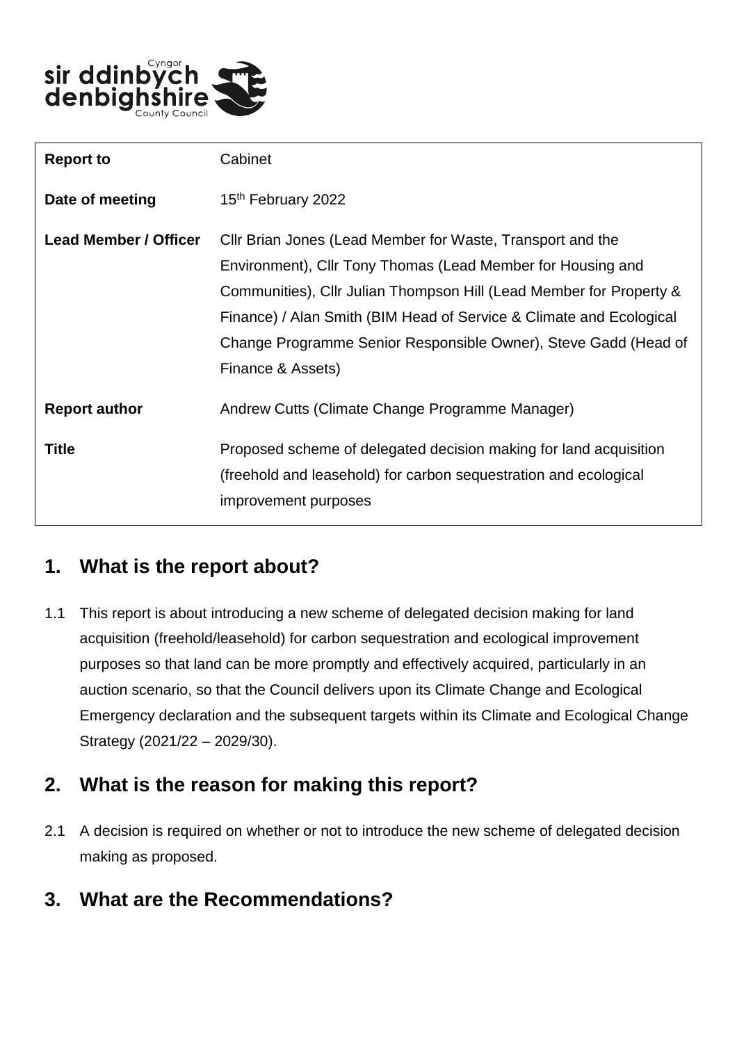| Report to | Cabinet |
| --- | --- |
| Date of meeting | 15th February 2022 |
| Lead Member / Officer | Cllr Brian Jones (Lead Member for Waste, Transport and the Environment), Cllr Tony Thomas (Lead Member for Housing and Communities), Cllr Julian Thompson Hill (Lead Member for Property & Finance) / Alan Smith (BIM Head of Service & Climate and Ecological Change Programme Senior Responsible Owner), Steve Gadd (Head of Finance & Assets) |
| Report author | Andrew Cutts (Climate Change Programme Manager) |
| Title | Proposed scheme of delegated decision making for land acquisition (freehold and leasehold) for carbon sequestration and ecological improvement purposes |

## 1. What is the report about?

1.1 This report is about introducing a new scheme of delegated decision making for land acquisition (freehold/leasehold) for carbon sequestration and ecological improvement purposes so that land can be more promptly and effectively acquired, particularly in an auction scenario, so that the Council delivers upon its Climate Change and Ecological Emergency declaration and the subsequent targets within its Climate and Ecological Change Strategy (2021/22 – 2029/30).

## 2. What is the reason for making this report?

2.1 A decision is required on whether or not to introduce the new scheme of delegated decision making as proposed.

## 3. What are the Recommendations?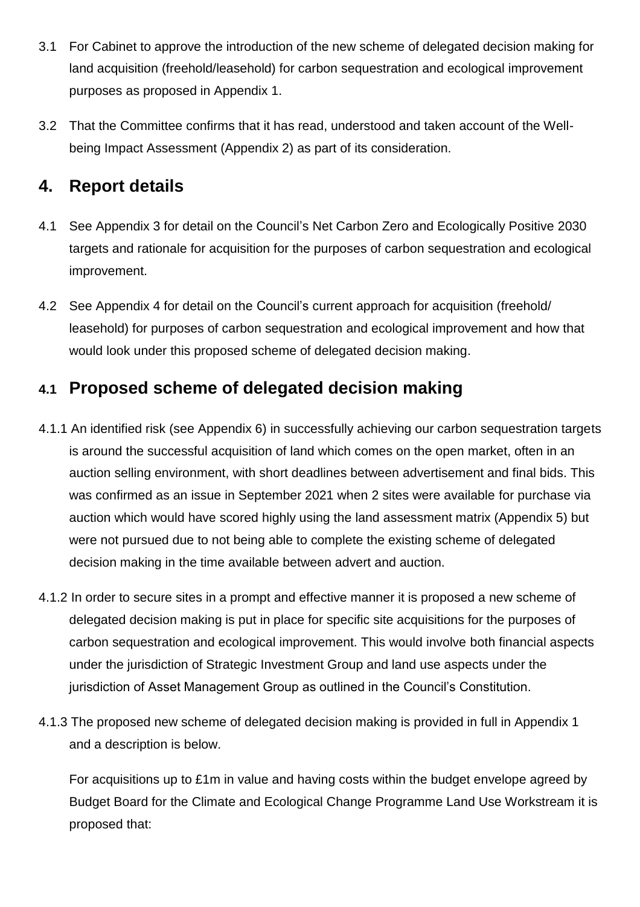3.1 For Cabinet to approve the introduction of the new scheme of delegated decision making for land acquisition (freehold/leasehold) for carbon sequestration and ecological improvement purposes as proposed in Appendix 1.

3.2 That the Committee confirms that it has read, understood and taken account of the Well-being Impact Assessment (Appendix 2) as part of its consideration.

## 4. Report details

4.1 See Appendix 3 for detail on the Council's Net Carbon Zero and Ecologically Positive 2030 targets and rationale for acquisition for the purposes of carbon sequestration and ecological improvement.

4.2 See Appendix 4 for detail on the Council's current approach for acquisition (freehold/ leasehold) for purposes of carbon sequestration and ecological improvement and how that would look under this proposed scheme of delegated decision making.

## 4.1 Proposed scheme of delegated decision making

4.1.1 An identified risk (see Appendix 6) in successfully achieving our carbon sequestration targets is around the successful acquisition of land which comes on the open market, often in an auction selling environment, with short deadlines between advertisement and final bids. This was confirmed as an issue in September 2021 when 2 sites were available for purchase via auction which would have scored highly using the land assessment matrix (Appendix 5) but were not pursued due to not being able to complete the existing scheme of delegated decision making in the time available between advert and auction.

4.1.2 In order to secure sites in a prompt and effective manner it is proposed a new scheme of delegated decision making is put in place for specific site acquisitions for the purposes of carbon sequestration and ecological improvement. This would involve both financial aspects under the jurisdiction of Strategic Investment Group and land use aspects under the jurisdiction of Asset Management Group as outlined in the Council's Constitution.

4.1.3 The proposed new scheme of delegated decision making is provided in full in Appendix 1 and a description is below.

For acquisitions up to £1m in value and having costs within the budget envelope agreed by Budget Board for the Climate and Ecological Change Programme Land Use Workstream it is proposed that: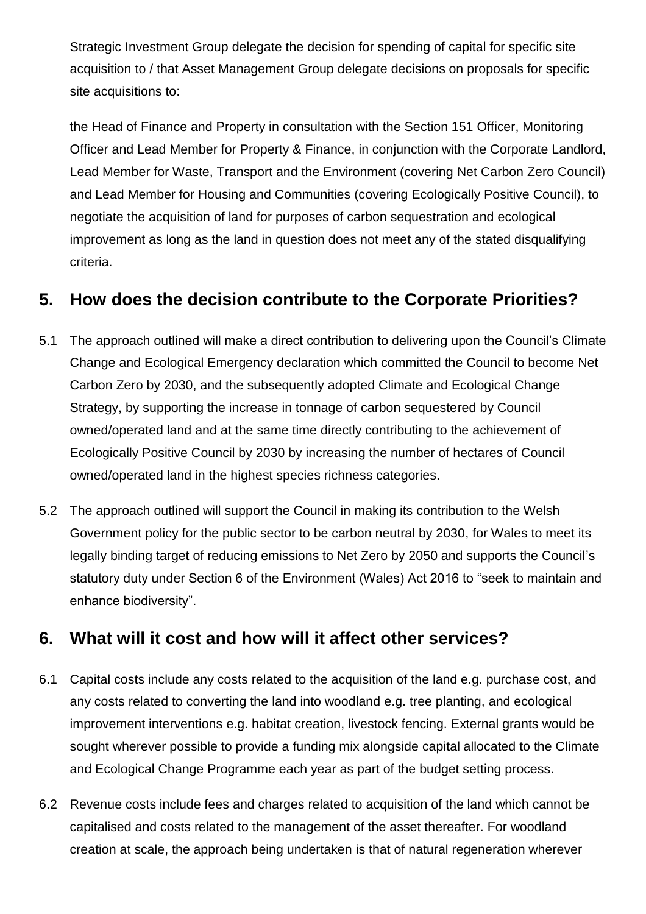Strategic Investment Group delegate the decision for spending of capital for specific site acquisition to / that Asset Management Group delegate decisions on proposals for specific site acquisitions to:

the Head of Finance and Property in consultation with the Section 151 Officer, Monitoring Officer and Lead Member for Property & Finance, in conjunction with the Corporate Landlord, Lead Member for Waste, Transport and the Environment (covering Net Carbon Zero Council) and Lead Member for Housing and Communities (covering Ecologically Positive Council), to negotiate the acquisition of land for purposes of carbon sequestration and ecological improvement as long as the land in question does not meet any of the stated disqualifying criteria.

## 5. How does the decision contribute to the Corporate Priorities?

5.1 The approach outlined will make a direct contribution to delivering upon the Council's Climate Change and Ecological Emergency declaration which committed the Council to become Net Carbon Zero by 2030, and the subsequently adopted Climate and Ecological Change Strategy, by supporting the increase in tonnage of carbon sequestered by Council owned/operated land and at the same time directly contributing to the achievement of Ecologically Positive Council by 2030 by increasing the number of hectares of Council owned/operated land in the highest species richness categories.

5.2 The approach outlined will support the Council in making its contribution to the Welsh Government policy for the public sector to be carbon neutral by 2030, for Wales to meet its legally binding target of reducing emissions to Net Zero by 2050 and supports the Council's statutory duty under Section 6 of the Environment (Wales) Act 2016 to "seek to maintain and enhance biodiversity".

## 6. What will it cost and how will it affect other services?

6.1 Capital costs include any costs related to the acquisition of the land e.g. purchase cost, and any costs related to converting the land into woodland e.g. tree planting, and ecological improvement interventions e.g. habitat creation, livestock fencing. External grants would be sought wherever possible to provide a funding mix alongside capital allocated to the Climate and Ecological Change Programme each year as part of the budget setting process.

6.2 Revenue costs include fees and charges related to acquisition of the land which cannot be capitalised and costs related to the management of the asset thereafter. For woodland creation at scale, the approach being undertaken is that of natural regeneration wherever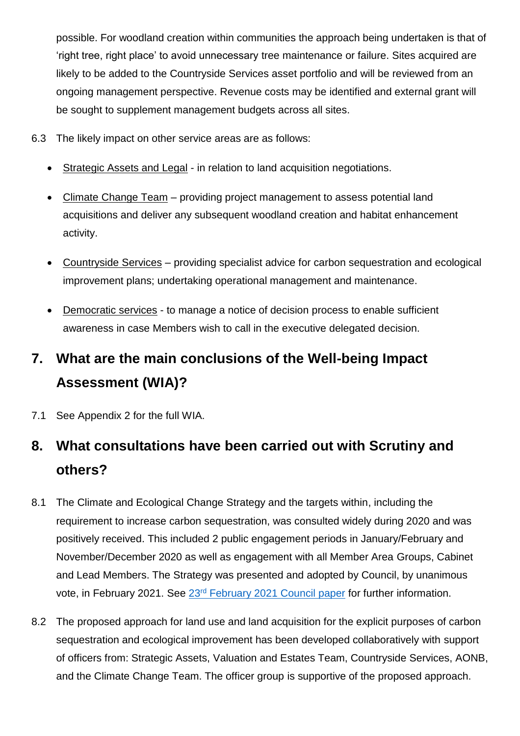possible. For woodland creation within communities the approach being undertaken is that of 'right tree, right place' to avoid unnecessary tree maintenance or failure. Sites acquired are likely to be added to the Countryside Services asset portfolio and will be reviewed from an ongoing management perspective. Revenue costs may be identified and external grant will be sought to supplement management budgets across all sites.

6.3 The likely impact on other service areas are as follows:

- Strategic Assets and Legal - in relation to land acquisition negotiations.
- Climate Change Team – providing project management to assess potential land acquisitions and deliver any subsequent woodland creation and habitat enhancement activity.
- Countryside Services – providing specialist advice for carbon sequestration and ecological improvement plans; undertaking operational management and maintenance.
- Democratic services - to manage a notice of decision process to enable sufficient awareness in case Members wish to call in the executive delegated decision.

## 7. What are the main conclusions of the Well-being Impact Assessment (WIA)?

7.1 See Appendix 2 for the full WIA.

## 8. What consultations have been carried out with Scrutiny and others?

8.1 The Climate and Ecological Change Strategy and the targets within, including the requirement to increase carbon sequestration, was consulted widely during 2020 and was positively received. This included 2 public engagement periods in January/February and November/December 2020 as well as engagement with all Member Area Groups, Cabinet and Lead Members. The Strategy was presented and adopted by Council, by unanimous vote, in February 2021. See 23rd February 2021 Council paper for further information.

8.2 The proposed approach for land use and land acquisition for the explicit purposes of carbon sequestration and ecological improvement has been developed collaboratively with support of officers from: Strategic Assets, Valuation and Estates Team, Countryside Services, AONB, and the Climate Change Team. The officer group is supportive of the proposed approach.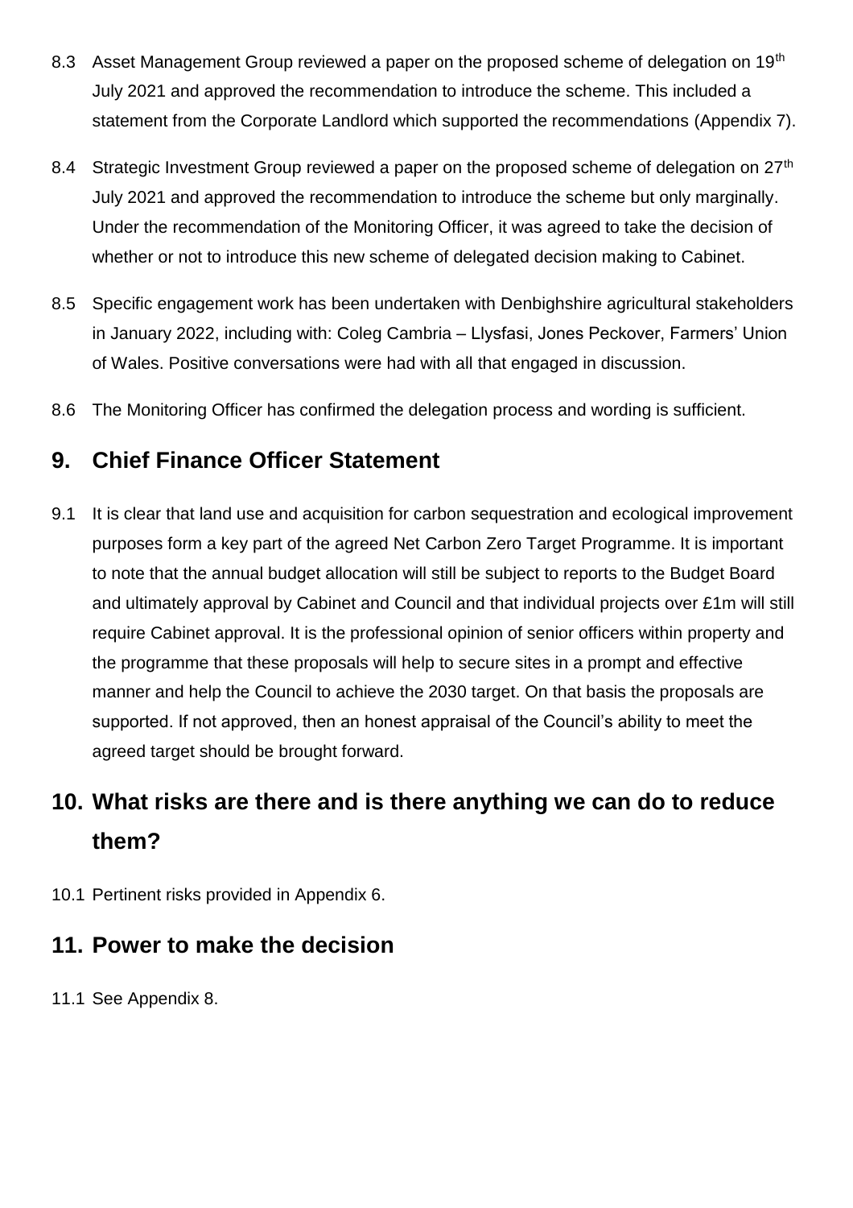8.3 Asset Management Group reviewed a paper on the proposed scheme of delegation on 19th July 2021 and approved the recommendation to introduce the scheme. This included a statement from the Corporate Landlord which supported the recommendations (Appendix 7).

8.4 Strategic Investment Group reviewed a paper on the proposed scheme of delegation on 27th July 2021 and approved the recommendation to introduce the scheme but only marginally. Under the recommendation of the Monitoring Officer, it was agreed to take the decision of whether or not to introduce this new scheme of delegated decision making to Cabinet.

8.5 Specific engagement work has been undertaken with Denbighshire agricultural stakeholders in January 2022, including with: Coleg Cambria – Llysfasi, Jones Peckover, Farmers' Union of Wales. Positive conversations were had with all that engaged in discussion.

8.6 The Monitoring Officer has confirmed the delegation process and wording is sufficient.

## 9. Chief Finance Officer Statement

9.1 It is clear that land use and acquisition for carbon sequestration and ecological improvement purposes form a key part of the agreed Net Carbon Zero Target Programme. It is important to note that the annual budget allocation will still be subject to reports to the Budget Board and ultimately approval by Cabinet and Council and that individual projects over £1m will still require Cabinet approval. It is the professional opinion of senior officers within property and the programme that these proposals will help to secure sites in a prompt and effective manner and help the Council to achieve the 2030 target. On that basis the proposals are supported. If not approved, then an honest appraisal of the Council's ability to meet the agreed target should be brought forward.

## 10. What risks are there and is there anything we can do to reduce them?

10.1 Pertinent risks provided in Appendix 6.

## 11. Power to make the decision

11.1 See Appendix 8.